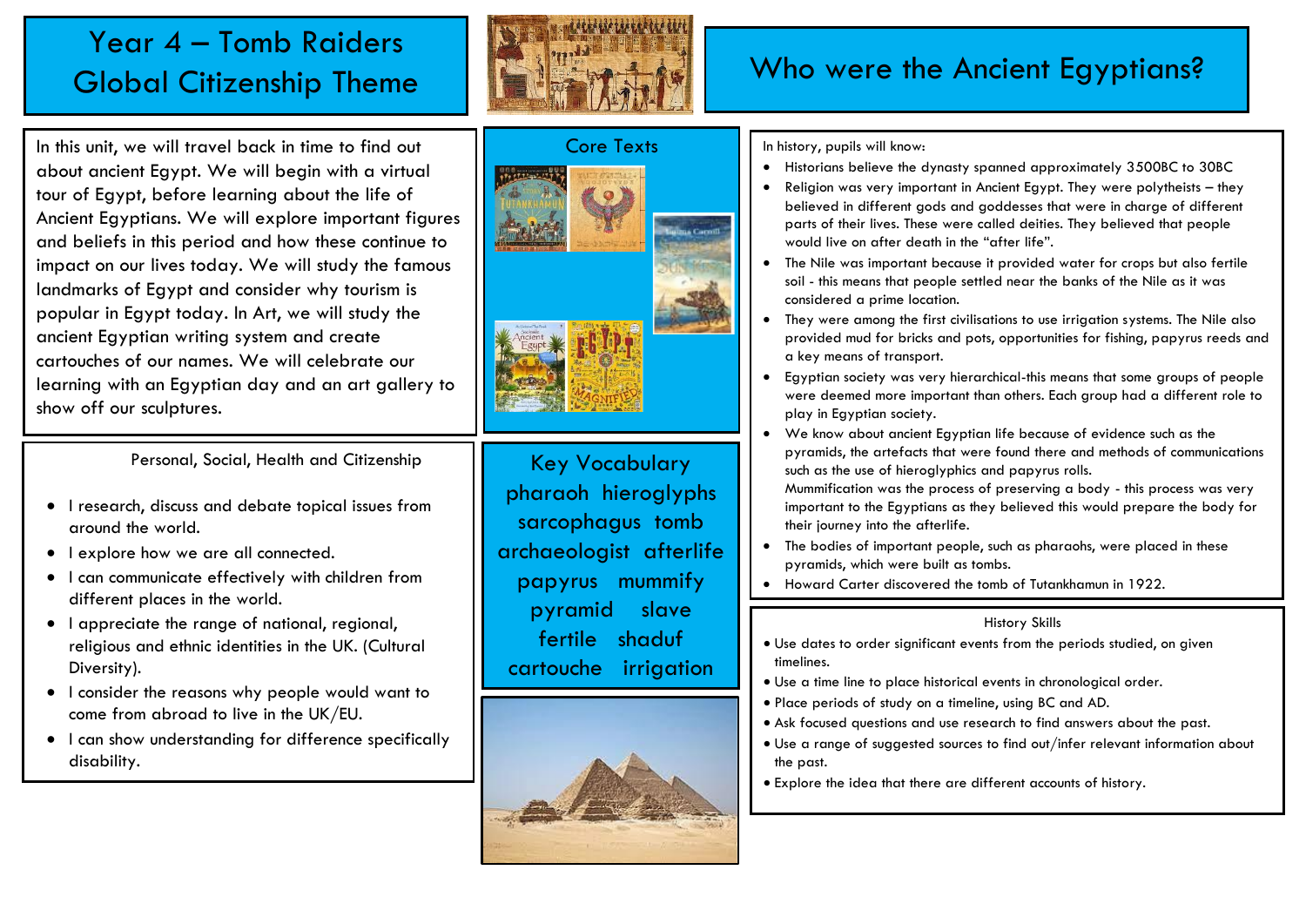# Year 4 – Tomb Raiders Global Citizenship Theme

# Who were the Ancient Egyptians?

In this unit, we will travel back in time to find out about ancient Egypt. We will begin with a virtual tour of Egypt, before learning about the life of Ancient Egyptians. We will explore important figures and beliefs in this period and how these continue to impact on our lives today. We will study the famous landmarks of Egypt and consider why tourism is popular in Egypt today. In Art, we will study the ancient Egyptian writing system and create cartouches of our names. We will celebrate our learning with an Egyptian day and an art gallery to show off our sculptures.

## Core Texts

## Personal, Social, Health and Citizenship

- I research, discuss and debate topical issues from around the world.
- I explore how we are all connected.
- I can communicate effectively with children from different places in the world.
- I appreciate the range of national, regional, religious and ethnic identities in the UK. (Cultural Diversity).
- I consider the reasons why people would want to come from abroad to live in the UK/EU.
- I can show understanding for difference specifically disability.

## Key Vocabulary

pharaoh hieroglyphs sarcophagus tomb archaeologist afterlife papyrus mummify pyramid slave fertile shaduf cartouche irrigation

## In history, pupils will know:

- Historians believe the dynasty spanned approximately 3500BC to 30BC
- Religion was very important in Ancient Egypt. They were polytheists – they believed in different gods and goddesses that were in charge of different parts of their lives. These were called deities. They believed that people would live on after death in the "after life".
- The Nile was important because it provided water for crops but also fertile soil - this means that people settled near the banks of the Nile as it was considered a prime location.
- They were among the first civilisations to use irrigation systems. The Nile also provided mud for bricks and pots, opportunities for fishing, papyrus reeds and a key means of transport.
- Egyptian society was very hierarchical-this means that some groups of people were deemed more important than others. Each group had a different role to play in Egyptian society.
- We know about ancient Egyptian life because of evidence such as the pyramids, the artefacts that were found there and methods of communications such as the use of hieroglyphics and papyrus rolls.
  Mummification was the process of preserving a body - this process was very important to the Egyptians as they believed this would prepare the body for their journey into the afterlife.
- The bodies of important people, such as pharaohs, were placed in these pyramids, which were built as tombs.
- Howard Carter discovered the tomb of Tutankhamun in 1922.

## History Skills

- Use dates to order significant events from the periods studied, on given timelines.
- Use a time line to place historical events in chronological order.
- Place periods of study on a timeline, using BC and AD.
- Ask focused questions and use research to find answers about the past.
- Use a range of suggested sources to find out/infer relevant information about the past.
- Explore the idea that there are different accounts of history.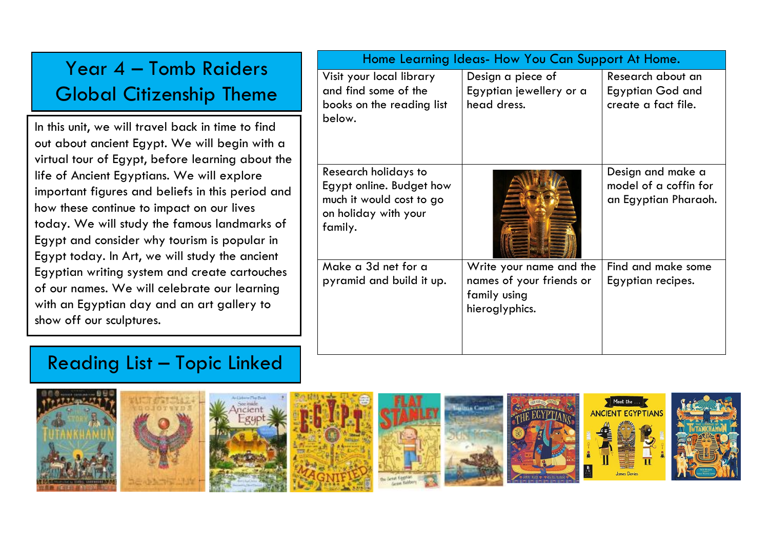# Year 4 – Tomb Raiders Global Citizenship Theme

In this unit, we will travel back in time to find out about ancient Egypt. We will begin with a virtual tour of Egypt, before learning about the life of Ancient Egyptians. We will explore important figures and beliefs in this period and how these continue to impact on our lives today. We will study the famous landmarks of Egypt and consider why tourism is popular in Egypt today. In Art, we will study the ancient Egyptian writing system and create cartouches of our names. We will celebrate our learning with an Egyptian day and an art gallery to show off our sculptures.

| Home Learning Ideas- How You Can Support At Home. | | |
|---|---|---|
| Visit your local library and find some of the books on the reading list below. | Design a piece of Egyptian jewellery or a head dress. | Research about an Egyptian God and create a fact file. |
| Research holidays to Egypt online. Budget how much it would cost to go on holiday with your family. | | Design and make a model of a coffin for an Egyptian Pharaoh. |
| Make a 3d net for a pyramid and build it up. | Write your name and the names of your friends or family using hieroglyphics. | Find and make some Egyptian recipes. |

## Reading List – Topic Linked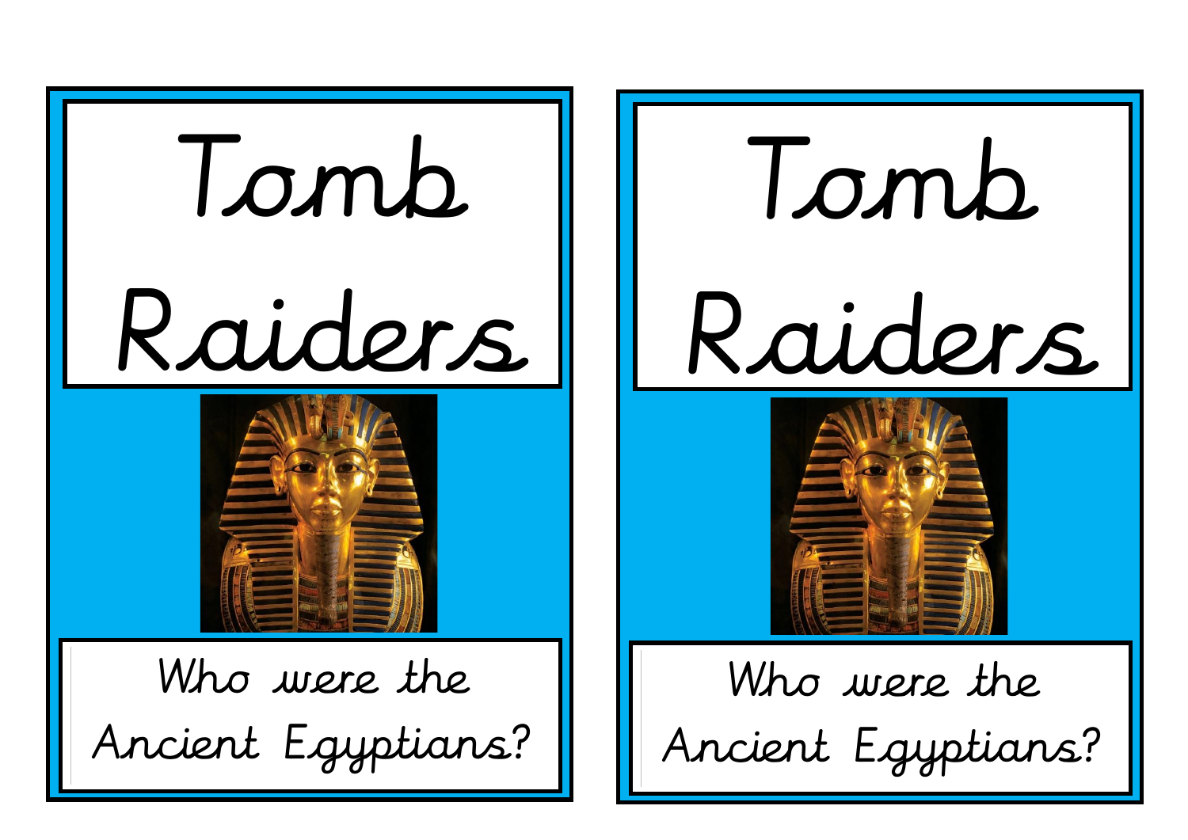# Tomb Raiders

Who were the Ancient Egyptians?

# Tomb Raiders

Who were the Ancient Egyptians?